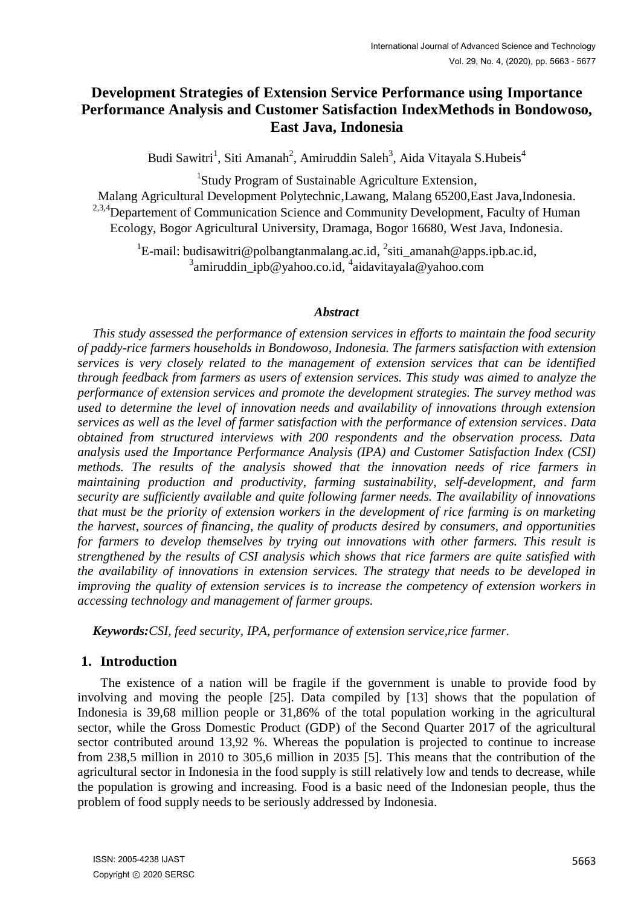# Development Strategies of Extension Service Performance using Importance Performance Analysis and Customer Satisfaction IndexMethods in Bondowoso, East Java, Indonesia

Budi Sawitri[1], Siti Amanah[2], Amiruddin Saleh[3], Aida Vitayala S.Hubeis[4]

[1]Study Program of Sustainable Agriculture Extension,
Malang Agricultural Development Polytechnic,Lawang, Malang 65200,East Java,Indonesia.
[2,3,4]Departement of Communication Science and Community Development, Faculty of Human Ecology, Bogor Agricultural University, Dramaga, Bogor 16680, West Java, Indonesia.

[1]E-mail: budisawitri@polbangtanmalang.ac.id, [2]siti_amanah@apps.ipb.ac.id, [3]amiruddin_ipb@yahoo.co.id, [4]aidavitayala@yahoo.com

### *Abstract*

*This study assessed the performance of extension services in efforts to maintain the food security of paddy-rice farmers households in Bondowoso, Indonesia. The farmers satisfaction with extension services is very closely related to the management of extension services that can be identified through feedback from farmers as users of extension services. This study was aimed to analyze the performance of extension services and promote the development strategies. The survey method was used to determine the level of innovation needs and availability of innovations through extension services as well as the level of farmer satisfaction with the performance of extension services. Data obtained from structured interviews with 200 respondents and the observation process. Data analysis used the Importance Performance Analysis (IPA) and Customer Satisfaction Index (CSI) methods. The results of the analysis showed that the innovation needs of rice farmers in maintaining production and productivity, farming sustainability, self-development, and farm security are sufficiently available and quite following farmer needs. The availability of innovations that must be the priority of extension workers in the development of rice farming is on marketing the harvest, sources of financing, the quality of products desired by consumers, and opportunities for farmers to develop themselves by trying out innovations with other farmers. This result is strengthened by the results of CSI analysis which shows that rice farmers are quite satisfied with the availability of innovations in extension services. The strategy that needs to be developed in improving the quality of extension services is to increase the competency of extension workers in accessing technology and management of farmer groups.*

***Keywords:****CSI, feed security, IPA, performance of extension service,rice farmer.*

## 1. Introduction

The existence of a nation will be fragile if the government is unable to provide food by involving and moving the people [25]. Data compiled by [13] shows that the population of Indonesia is 39,68 million people or 31,86% of the total population working in the agricultural sector, while the Gross Domestic Product (GDP) of the Second Quarter 2017 of the agricultural sector contributed around 13,92 %. Whereas the population is projected to continue to increase from 238,5 million in 2010 to 305,6 million in 2035 [5]. This means that the contribution of the agricultural sector in Indonesia in the food supply is still relatively low and tends to decrease, while the population is growing and increasing. Food is a basic need of the Indonesian people, thus the problem of food supply needs to be seriously addressed by Indonesia.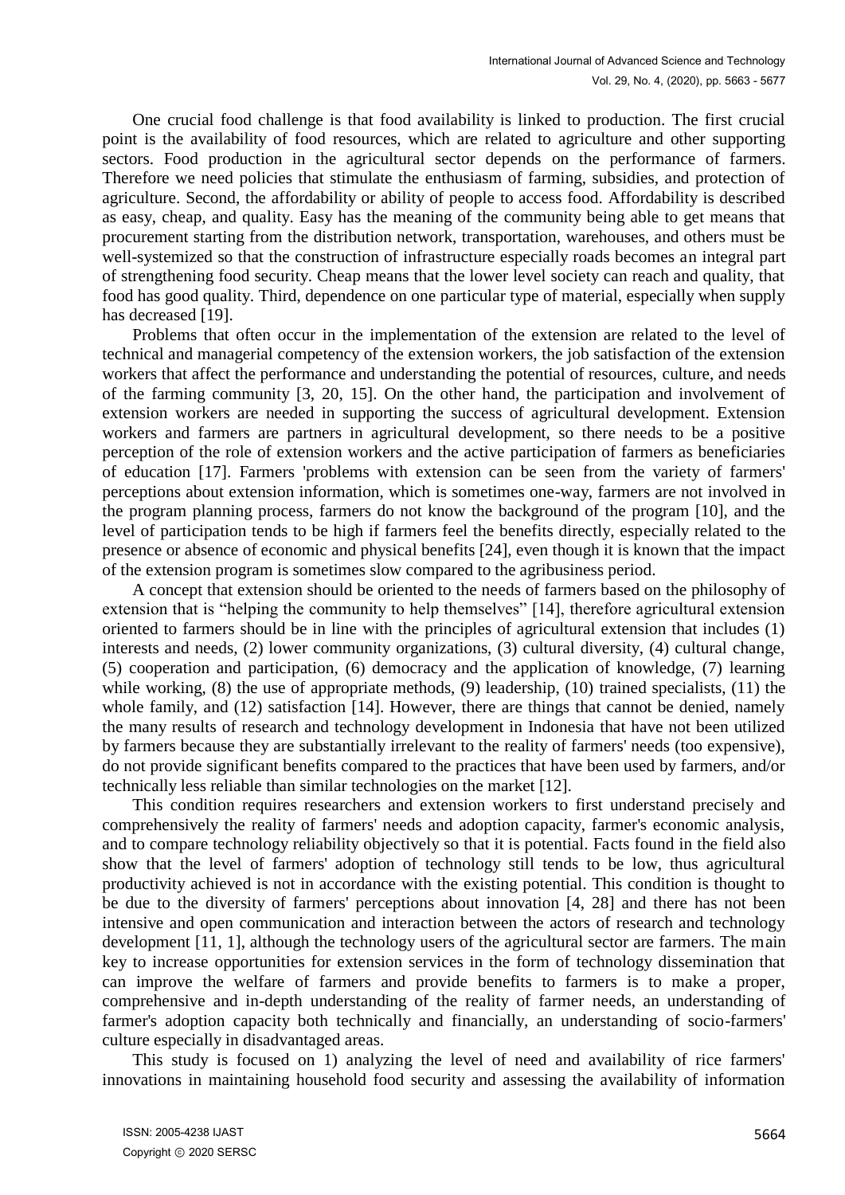One crucial food challenge is that food availability is linked to production. The first crucial point is the availability of food resources, which are related to agriculture and other supporting sectors. Food production in the agricultural sector depends on the performance of farmers. Therefore we need policies that stimulate the enthusiasm of farming, subsidies, and protection of agriculture. Second, the affordability or ability of people to access food. Affordability is described as easy, cheap, and quality. Easy has the meaning of the community being able to get means that procurement starting from the distribution network, transportation, warehouses, and others must be well-systemized so that the construction of infrastructure especially roads becomes an integral part of strengthening food security. Cheap means that the lower level society can reach and quality, that food has good quality. Third, dependence on one particular type of material, especially when supply has decreased [19].

Problems that often occur in the implementation of the extension are related to the level of technical and managerial competency of the extension workers, the job satisfaction of the extension workers that affect the performance and understanding the potential of resources, culture, and needs of the farming community [3, 20, 15]. On the other hand, the participation and involvement of extension workers are needed in supporting the success of agricultural development. Extension workers and farmers are partners in agricultural development, so there needs to be a positive perception of the role of extension workers and the active participation of farmers as beneficiaries of education [17]. Farmers 'problems with extension can be seen from the variety of farmers' perceptions about extension information, which is sometimes one-way, farmers are not involved in the program planning process, farmers do not know the background of the program [10], and the level of participation tends to be high if farmers feel the benefits directly, especially related to the presence or absence of economic and physical benefits [24], even though it is known that the impact of the extension program is sometimes slow compared to the agribusiness period.

A concept that extension should be oriented to the needs of farmers based on the philosophy of extension that is "helping the community to help themselves" [14], therefore agricultural extension oriented to farmers should be in line with the principles of agricultural extension that includes (1) interests and needs, (2) lower community organizations, (3) cultural diversity, (4) cultural change, (5) cooperation and participation, (6) democracy and the application of knowledge, (7) learning while working, (8) the use of appropriate methods, (9) leadership, (10) trained specialists, (11) the whole family, and (12) satisfaction [14]. However, there are things that cannot be denied, namely the many results of research and technology development in Indonesia that have not been utilized by farmers because they are substantially irrelevant to the reality of farmers' needs (too expensive), do not provide significant benefits compared to the practices that have been used by farmers, and/or technically less reliable than similar technologies on the market [12].

This condition requires researchers and extension workers to first understand precisely and comprehensively the reality of farmers' needs and adoption capacity, farmer's economic analysis, and to compare technology reliability objectively so that it is potential. Facts found in the field also show that the level of farmers' adoption of technology still tends to be low, thus agricultural productivity achieved is not in accordance with the existing potential. This condition is thought to be due to the diversity of farmers' perceptions about innovation [4, 28] and there has not been intensive and open communication and interaction between the actors of research and technology development [11, 1], although the technology users of the agricultural sector are farmers. The main key to increase opportunities for extension services in the form of technology dissemination that can improve the welfare of farmers and provide benefits to farmers is to make a proper, comprehensive and in-depth understanding of the reality of farmer needs, an understanding of farmer's adoption capacity both technically and financially, an understanding of socio-farmers' culture especially in disadvantaged areas.

This study is focused on 1) analyzing the level of need and availability of rice farmers' innovations in maintaining household food security and assessing the availability of information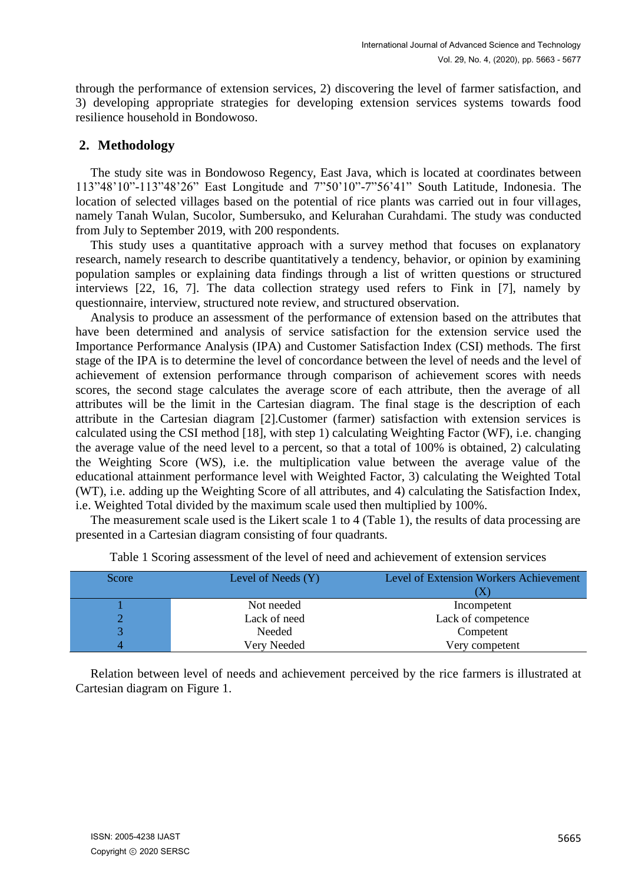through the performance of extension services, 2) discovering the level of farmer satisfaction, and 3) developing appropriate strategies for developing extension services systems towards food resilience household in Bondowoso.

## 2. Methodology

The study site was in Bondowoso Regency, East Java, which is located at coordinates between 113"48'10"-113"48'26" East Longitude and 7"50'10"-7"56'41" South Latitude, Indonesia. The location of selected villages based on the potential of rice plants was carried out in four villages, namely Tanah Wulan, Sucolor, Sumbersuko, and Kelurahan Curahdami. The study was conducted from July to September 2019, with 200 respondents.

This study uses a quantitative approach with a survey method that focuses on explanatory research, namely research to describe quantitatively a tendency, behavior, or opinion by examining population samples or explaining data findings through a list of written questions or structured interviews [22, 16, 7]. The data collection strategy used refers to Fink in [7], namely by questionnaire, interview, structured note review, and structured observation.

Analysis to produce an assessment of the performance of extension based on the attributes that have been determined and analysis of service satisfaction for the extension service used the Importance Performance Analysis (IPA) and Customer Satisfaction Index (CSI) methods. The first stage of the IPA is to determine the level of concordance between the level of needs and the level of achievement of extension performance through comparison of achievement scores with needs scores, the second stage calculates the average score of each attribute, then the average of all attributes will be the limit in the Cartesian diagram. The final stage is the description of each attribute in the Cartesian diagram [2].Customer (farmer) satisfaction with extension services is calculated using the CSI method [18], with step 1) calculating Weighting Factor (WF), i.e. changing the average value of the need level to a percent, so that a total of 100% is obtained, 2) calculating the Weighting Score (WS), i.e. the multiplication value between the average value of the educational attainment performance level with Weighted Factor, 3) calculating the Weighted Total (WT), i.e. adding up the Weighting Score of all attributes, and 4) calculating the Satisfaction Index, i.e. Weighted Total divided by the maximum scale used then multiplied by 100%.

The measurement scale used is the Likert scale 1 to 4 (Table 1), the results of data processing are presented in a Cartesian diagram consisting of four quadrants.

Table 1 Scoring assessment of the level of need and achievement of extension services

| Score | Level of Needs (Y) | Level of Extension Workers Achievement (X) |
|---|---|---|
| 1 | Not needed | Incompetent |
| 2 | Lack of need | Lack of competence |
| 3 | Needed | Competent |
| 4 | Very Needed | Very competent |

Relation between level of needs and achievement perceived by the rice farmers is illustrated at Cartesian diagram on Figure 1.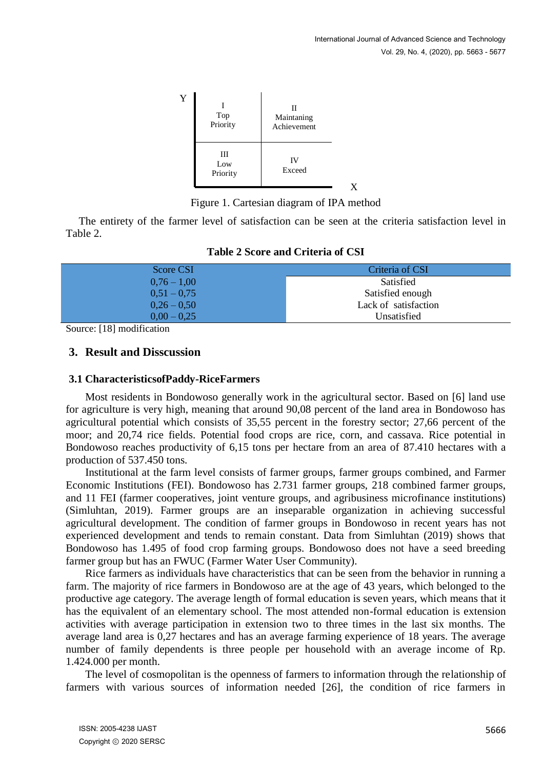| Y | | |
|---|---|---|
| | I<br>Top<br>Priority | II<br>Maintaning<br>Achievement |
| | III<br>Low<br>Priority | IV<br>Exceed |
| | | X |

Figure 1. Cartesian diagram of IPA method

The entirety of the farmer level of satisfaction can be seen at the criteria satisfaction level in Table 2.

**Table 2 Score and Criteria of CSI**

| Score CSI | Criteria of CSI |
|---|---|
| 0,76 – 1,00 | Satisfied |
| 0,51 – 0,75 | Satisfied enough |
| 0,26 – 0,50 | Lack of satisfaction |
| 0,00 – 0,25 | Unsatisfied |

Source: [18] modification

## 3. Result and Disscussion

### 3.1 CharacteristicsofPaddy-RiceFarmers

Most residents in Bondowoso generally work in the agricultural sector. Based on [6] land use for agriculture is very high, meaning that around 90,08 percent of the land area in Bondowoso has agricultural potential which consists of 35,55 percent in the forestry sector; 27,66 percent of the moor; and 20,74 rice fields. Potential food crops are rice, corn, and cassava. Rice potential in Bondowoso reaches productivity of 6,15 tons per hectare from an area of 87.410 hectares with a production of 537.450 tons.

Institutional at the farm level consists of farmer groups, farmer groups combined, and Farmer Economic Institutions (FEI). Bondowoso has 2.731 farmer groups, 218 combined farmer groups, and 11 FEI (farmer cooperatives, joint venture groups, and agribusiness microfinance institutions) (Simluhtan, 2019). Farmer groups are an inseparable organization in achieving successful agricultural development. The condition of farmer groups in Bondowoso in recent years has not experienced development and tends to remain constant. Data from Simluhtan (2019) shows that Bondowoso has 1.495 of food crop farming groups. Bondowoso does not have a seed breeding farmer group but has an FWUC (Farmer Water User Community).

Rice farmers as individuals have characteristics that can be seen from the behavior in running a farm. The majority of rice farmers in Bondowoso are at the age of 43 years, which belonged to the productive age category. The average length of formal education is seven years, which means that it has the equivalent of an elementary school. The most attended non-formal education is extension activities with average participation in extension two to three times in the last six months. The average land area is 0,27 hectares and has an average farming experience of 18 years. The average number of family dependents is three people per household with an average income of Rp. 1.424.000 per month.

The level of cosmopolitan is the openness of farmers to information through the relationship of farmers with various sources of information needed [26], the condition of rice farmers in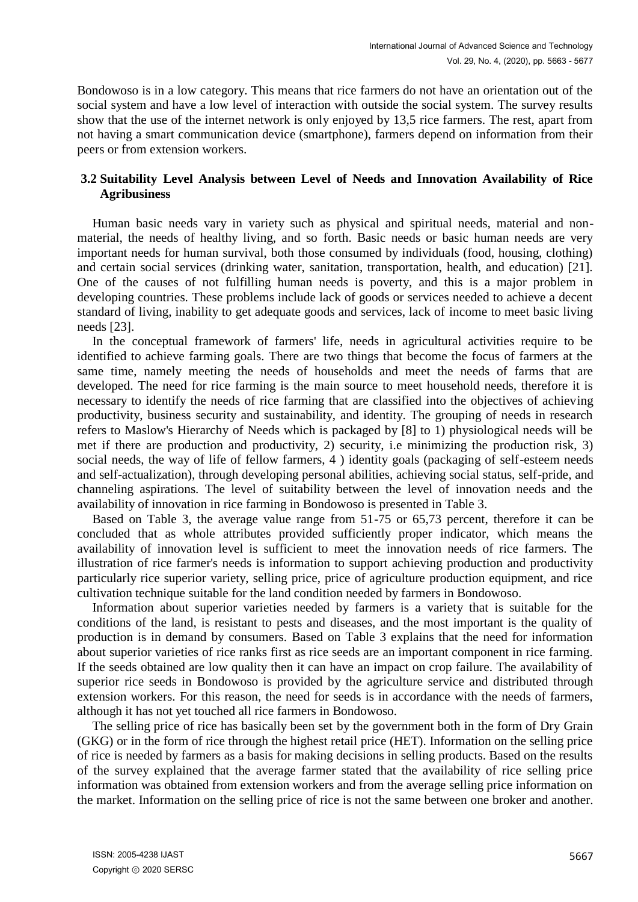Bondowoso is in a low category. This means that rice farmers do not have an orientation out of the social system and have a low level of interaction with outside the social system. The survey results show that the use of the internet network is only enjoyed by 13,5 rice farmers. The rest, apart from not having a smart communication device (smartphone), farmers depend on information from their peers or from extension workers.

### 3.2 Suitability Level Analysis between Level of Needs and Innovation Availability of Rice Agribusiness

Human basic needs vary in variety such as physical and spiritual needs, material and non-material, the needs of healthy living, and so forth. Basic needs or basic human needs are very important needs for human survival, both those consumed by individuals (food, housing, clothing) and certain social services (drinking water, sanitation, transportation, health, and education) [21]. One of the causes of not fulfilling human needs is poverty, and this is a major problem in developing countries. These problems include lack of goods or services needed to achieve a decent standard of living, inability to get adequate goods and services, lack of income to meet basic living needs [23].

In the conceptual framework of farmers' life, needs in agricultural activities require to be identified to achieve farming goals. There are two things that become the focus of farmers at the same time, namely meeting the needs of households and meet the needs of farms that are developed. The need for rice farming is the main source to meet household needs, therefore it is necessary to identify the needs of rice farming that are classified into the objectives of achieving productivity, business security and sustainability, and identity. The grouping of needs in research refers to Maslow's Hierarchy of Needs which is packaged by [8] to 1) physiological needs will be met if there are production and productivity, 2) security, i.e minimizing the production risk, 3) social needs, the way of life of fellow farmers, 4 ) identity goals (packaging of self-esteem needs and self-actualization), through developing personal abilities, achieving social status, self-pride, and channeling aspirations. The level of suitability between the level of innovation needs and the availability of innovation in rice farming in Bondowoso is presented in Table 3.

Based on Table 3, the average value range from 51-75 or 65,73 percent, therefore it can be concluded that as whole attributes provided sufficiently proper indicator, which means the availability of innovation level is sufficient to meet the innovation needs of rice farmers. The illustration of rice farmer's needs is information to support achieving production and productivity particularly rice superior variety, selling price, price of agriculture production equipment, and rice cultivation technique suitable for the land condition needed by farmers in Bondowoso.

Information about superior varieties needed by farmers is a variety that is suitable for the conditions of the land, is resistant to pests and diseases, and the most important is the quality of production is in demand by consumers. Based on Table 3 explains that the need for information about superior varieties of rice ranks first as rice seeds are an important component in rice farming. If the seeds obtained are low quality then it can have an impact on crop failure. The availability of superior rice seeds in Bondowoso is provided by the agriculture service and distributed through extension workers. For this reason, the need for seeds is in accordance with the needs of farmers, although it has not yet touched all rice farmers in Bondowoso.

The selling price of rice has basically been set by the government both in the form of Dry Grain (GKG) or in the form of rice through the highest retail price (HET). Information on the selling price of rice is needed by farmers as a basis for making decisions in selling products. Based on the results of the survey explained that the average farmer stated that the availability of rice selling price information was obtained from extension workers and from the average selling price information on the market. Information on the selling price of rice is not the same between one broker and another.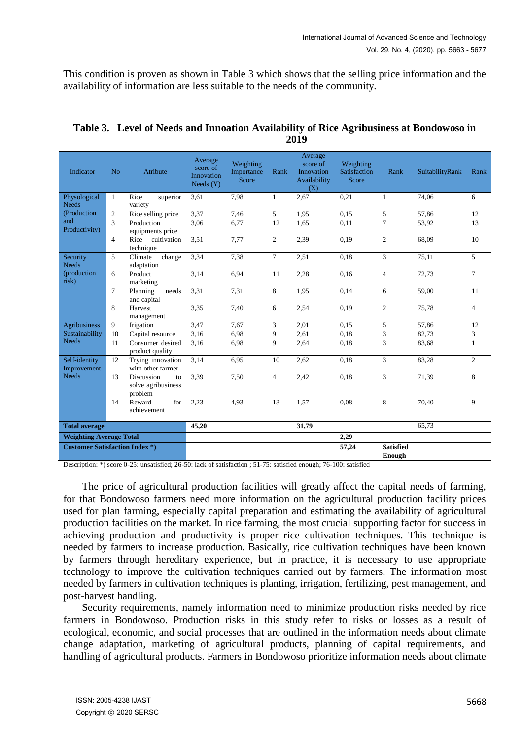This condition is proven as shown in Table 3 which shows that the selling price information and the availability of information are less suitable to the needs of the community.

**Table 3. Level of Needs and Innoation Availability of Rice Agribusiness at Bondowoso in 2019**

| Indicator | No | Atribute | Average score of Innovation Needs (Y) | Weighting Importance Score | Rank | Average score of Innovation Availability (X) | Weighting Satisfaction Score | Rank | SuitabilityRank | Rank |
|---|---|---|---|---|---|---|---|---|---|---|
| Physological Needs (Production and Productivity) | 1 | Rice superior variety | 3,61 | 7,98 | 1 | 2,67 | 0,21 | 1 | 74,06 | 6 |
| | 2 | Rice selling price | 3,37 | 7,46 | 5 | 1,95 | 0,15 | 5 | 57,86 | 12 |
| | 3 | Production equipments price | 3,06 | 6,77 | 12 | 1,65 | 0,11 | 7 | 53,92 | 13 |
| | 4 | Rice cultivation technique | 3,51 | 7,77 | 2 | 2,39 | 0,19 | 2 | 68,09 | 10 |
| Security Needs (production risk) | 5 | Climate change adaptation | 3,34 | 7,38 | 7 | 2,51 | 0,18 | 3 | 75,11 | 5 |
| | 6 | Product marketing | 3,14 | 6,94 | 11 | 2,28 | 0,16 | 4 | 72,73 | 7 |
| | 7 | Planning needs and capital | 3,31 | 7,31 | 8 | 1,95 | 0,14 | 6 | 59,00 | 11 |
| | 8 | Harvest management | 3,35 | 7,40 | 6 | 2,54 | 0,19 | 2 | 75,78 | 4 |
| Agribusiness Sustainability Needs | 9 | Irigation | 3,47 | 7,67 | 3 | 2,01 | 0,15 | 5 | 57,86 | 12 |
| | 10 | Capital resource | 3,16 | 6,98 | 9 | 2,61 | 0,18 | 3 | 82,73 | 3 |
| | 11 | Consumer desired product quality | 3,16 | 6,98 | 9 | 2,64 | 0,18 | 3 | 83,68 | 1 |
| Self-identity Improvement Needs | 12 | Trying innovation with other farmer | 3,14 | 6,95 | 10 | 2,62 | 0,18 | 3 | 83,28 | 2 |
| | 13 | Discussion to solve agribusiness problem | 3,39 | 7,50 | 4 | 2,42 | 0,18 | 3 | 71,39 | 8 |
| | 14 | Reward for achievement | 2,23 | 4,93 | 13 | 1,57 | 0,08 | 8 | 70,40 | 9 |
| **Total average** | | | **45,20** | | | **31,79** | | | 65,73 | |
| **Weighting Average Total** | | | | | | | **2,29** | | | |
| **Customer Satisfaction Index \*)** | | | | | | | **57,24** | **Satisfied Enough** | | |

Description: *) score 0-25: unsatisfied; 26-50: lack of satisfaction ; 51-75: satisfied enough; 76-100: satisfied

The price of agricultural production facilities will greatly affect the capital needs of farming, for that Bondowoso farmers need more information on the agricultural production facility prices used for plan farming, especially capital preparation and estimating the availability of agricultural production facilities on the market. In rice farming, the most crucial supporting factor for success in achieving production and productivity is proper rice cultivation techniques. This technique is needed by farmers to increase production. Basically, rice cultivation techniques have been known by farmers through hereditary experience, but in practice, it is necessary to use appropriate technology to improve the cultivation techniques carried out by farmers. The information most needed by farmers in cultivation techniques is planting, irrigation, fertilizing, pest management, and post-harvest handling.

Security requirements, namely information need to minimize production risks needed by rice farmers in Bondowoso. Production risks in this study refer to risks or losses as a result of ecological, economic, and social processes that are outlined in the information needs about climate change adaptation, marketing of agricultural products, planning of capital requirements, and handling of agricultural products. Farmers in Bondowoso prioritize information needs about climate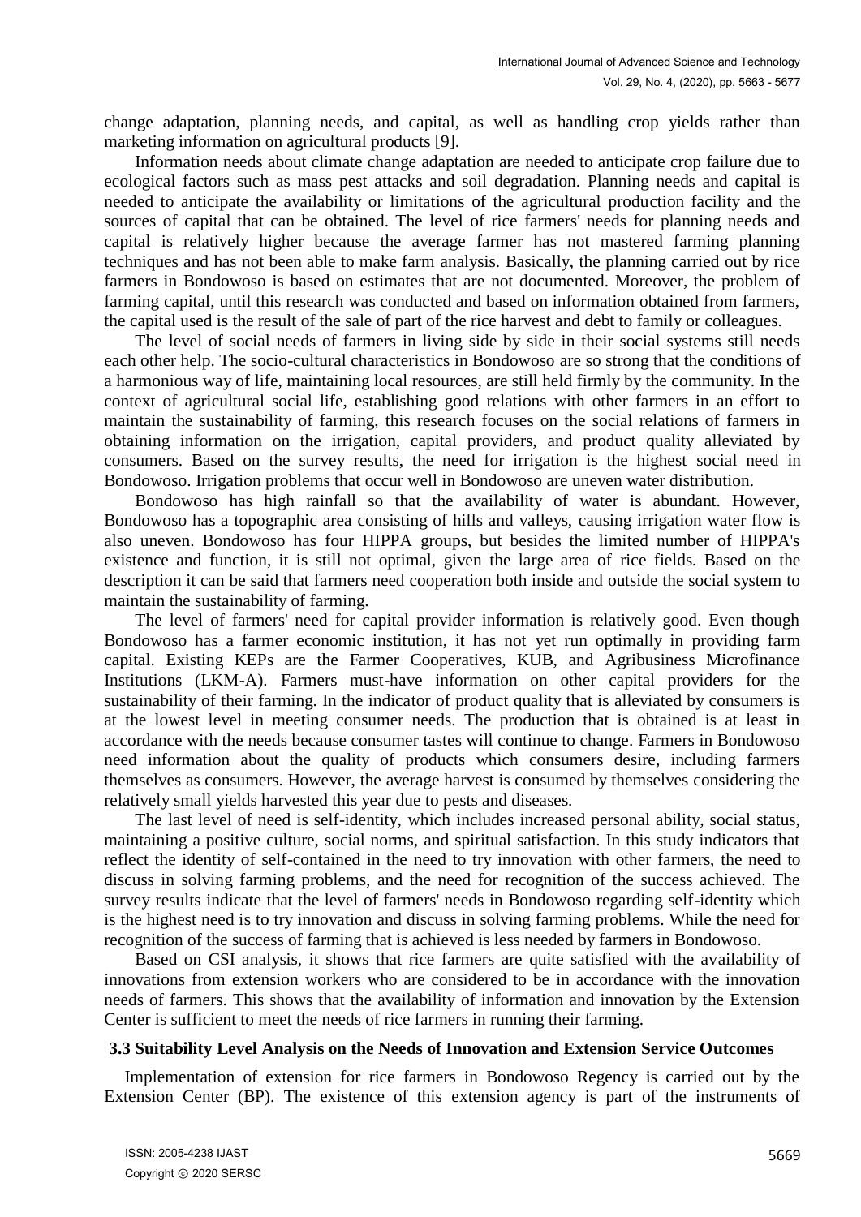change adaptation, planning needs, and capital, as well as handling crop yields rather than marketing information on agricultural products [9].

Information needs about climate change adaptation are needed to anticipate crop failure due to ecological factors such as mass pest attacks and soil degradation. Planning needs and capital is needed to anticipate the availability or limitations of the agricultural production facility and the sources of capital that can be obtained. The level of rice farmers' needs for planning needs and capital is relatively higher because the average farmer has not mastered farming planning techniques and has not been able to make farm analysis. Basically, the planning carried out by rice farmers in Bondowoso is based on estimates that are not documented. Moreover, the problem of farming capital, until this research was conducted and based on information obtained from farmers, the capital used is the result of the sale of part of the rice harvest and debt to family or colleagues.

The level of social needs of farmers in living side by side in their social systems still needs each other help. The socio-cultural characteristics in Bondowoso are so strong that the conditions of a harmonious way of life, maintaining local resources, are still held firmly by the community. In the context of agricultural social life, establishing good relations with other farmers in an effort to maintain the sustainability of farming, this research focuses on the social relations of farmers in obtaining information on the irrigation, capital providers, and product quality alleviated by consumers. Based on the survey results, the need for irrigation is the highest social need in Bondowoso. Irrigation problems that occur well in Bondowoso are uneven water distribution.

Bondowoso has high rainfall so that the availability of water is abundant. However, Bondowoso has a topographic area consisting of hills and valleys, causing irrigation water flow is also uneven. Bondowoso has four HIPPA groups, but besides the limited number of HIPPA's existence and function, it is still not optimal, given the large area of rice fields. Based on the description it can be said that farmers need cooperation both inside and outside the social system to maintain the sustainability of farming.

The level of farmers' need for capital provider information is relatively good. Even though Bondowoso has a farmer economic institution, it has not yet run optimally in providing farm capital. Existing KEPs are the Farmer Cooperatives, KUB, and Agribusiness Microfinance Institutions (LKM-A). Farmers must-have information on other capital providers for the sustainability of their farming. In the indicator of product quality that is alleviated by consumers is at the lowest level in meeting consumer needs. The production that is obtained is at least in accordance with the needs because consumer tastes will continue to change. Farmers in Bondowoso need information about the quality of products which consumers desire, including farmers themselves as consumers. However, the average harvest is consumed by themselves considering the relatively small yields harvested this year due to pests and diseases.

The last level of need is self-identity, which includes increased personal ability, social status, maintaining a positive culture, social norms, and spiritual satisfaction. In this study indicators that reflect the identity of self-contained in the need to try innovation with other farmers, the need to discuss in solving farming problems, and the need for recognition of the success achieved. The survey results indicate that the level of farmers' needs in Bondowoso regarding self-identity which is the highest need is to try innovation and discuss in solving farming problems. While the need for recognition of the success of farming that is achieved is less needed by farmers in Bondowoso.

Based on CSI analysis, it shows that rice farmers are quite satisfied with the availability of innovations from extension workers who are considered to be in accordance with the innovation needs of farmers. This shows that the availability of information and innovation by the Extension Center is sufficient to meet the needs of rice farmers in running their farming.

### 3.3 Suitability Level Analysis on the Needs of Innovation and Extension Service Outcomes

Implementation of extension for rice farmers in Bondowoso Regency is carried out by the Extension Center (BP). The existence of this extension agency is part of the instruments of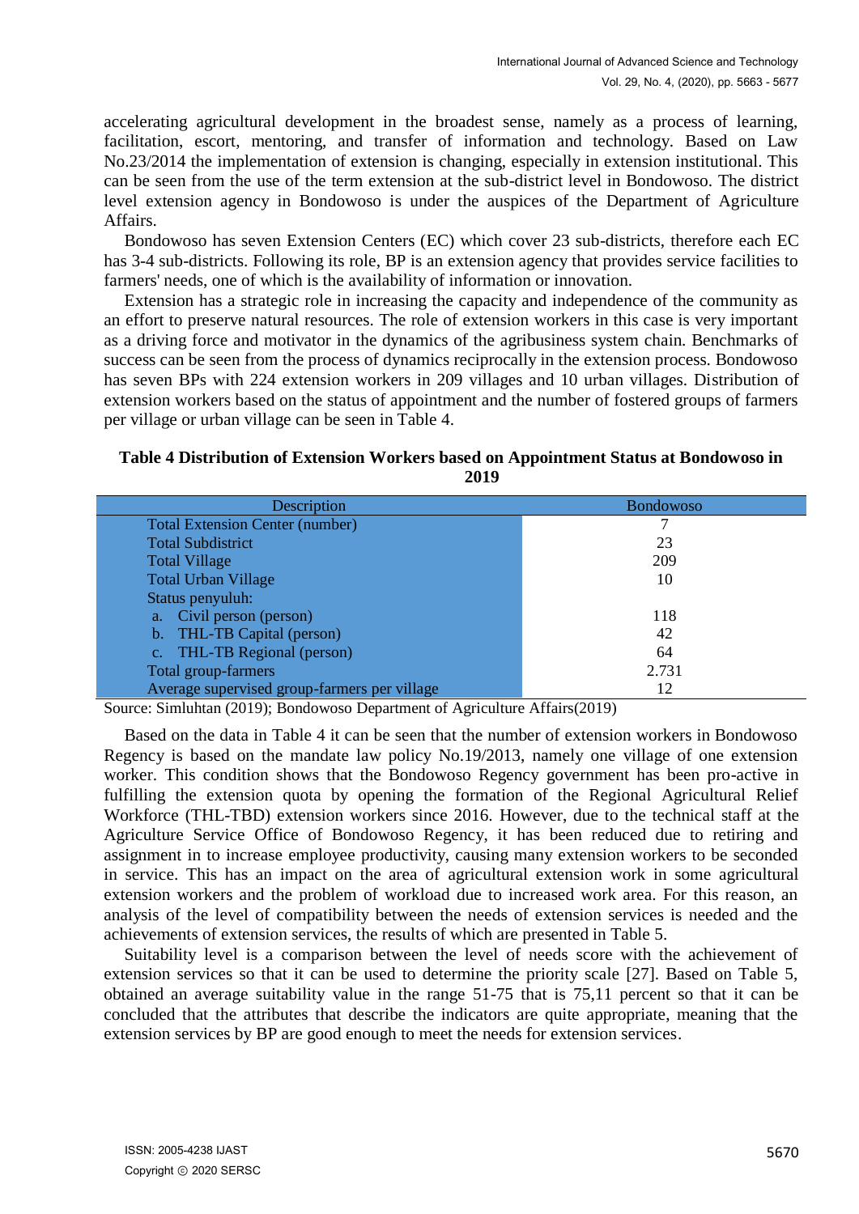accelerating agricultural development in the broadest sense, namely as a process of learning, facilitation, escort, mentoring, and transfer of information and technology. Based on Law No.23/2014 the implementation of extension is changing, especially in extension institutional. This can be seen from the use of the term extension at the sub-district level in Bondowoso. The district level extension agency in Bondowoso is under the auspices of the Department of Agriculture Affairs.

Bondowoso has seven Extension Centers (EC) which cover 23 sub-districts, therefore each EC has 3-4 sub-districts. Following its role, BP is an extension agency that provides service facilities to farmers' needs, one of which is the availability of information or innovation.

Extension has a strategic role in increasing the capacity and independence of the community as an effort to preserve natural resources. The role of extension workers in this case is very important as a driving force and motivator in the dynamics of the agribusiness system chain. Benchmarks of success can be seen from the process of dynamics reciprocally in the extension process. Bondowoso has seven BPs with 224 extension workers in 209 villages and 10 urban villages. Distribution of extension workers based on the status of appointment and the number of fostered groups of farmers per village or urban village can be seen in Table 4.

**Table 4 Distribution of Extension Workers based on Appointment Status at Bondowoso in 2019**

| Description | Bondowoso |
|---|---|
| Total Extension Center (number) | 7 |
| Total Subdistrict | 23 |
| Total Village | 209 |
| Total Urban Village | 10 |
| Status penyuluh: | |
| a. Civil person (person) | 118 |
| b. THL-TB Capital (person) | 42 |
| c. THL-TB Regional (person) | 64 |
| Total group-farmers | 2.731 |
| Average supervised group-farmers per village | 12 |

Source: Simluhtan (2019); Bondowoso Department of Agriculture Affairs(2019)

Based on the data in Table 4 it can be seen that the number of extension workers in Bondowoso Regency is based on the mandate law policy No.19/2013, namely one village of one extension worker. This condition shows that the Bondowoso Regency government has been pro-active in fulfilling the extension quota by opening the formation of the Regional Agricultural Relief Workforce (THL-TBD) extension workers since 2016. However, due to the technical staff at the Agriculture Service Office of Bondowoso Regency, it has been reduced due to retiring and assignment in to increase employee productivity, causing many extension workers to be seconded in service. This has an impact on the area of agricultural extension work in some agricultural extension workers and the problem of workload due to increased work area. For this reason, an analysis of the level of compatibility between the needs of extension services is needed and the achievements of extension services, the results of which are presented in Table 5.

Suitability level is a comparison between the level of needs score with the achievement of extension services so that it can be used to determine the priority scale [27]. Based on Table 5, obtained an average suitability value in the range 51-75 that is 75,11 percent so that it can be concluded that the attributes that describe the indicators are quite appropriate, meaning that the extension services by BP are good enough to meet the needs for extension services.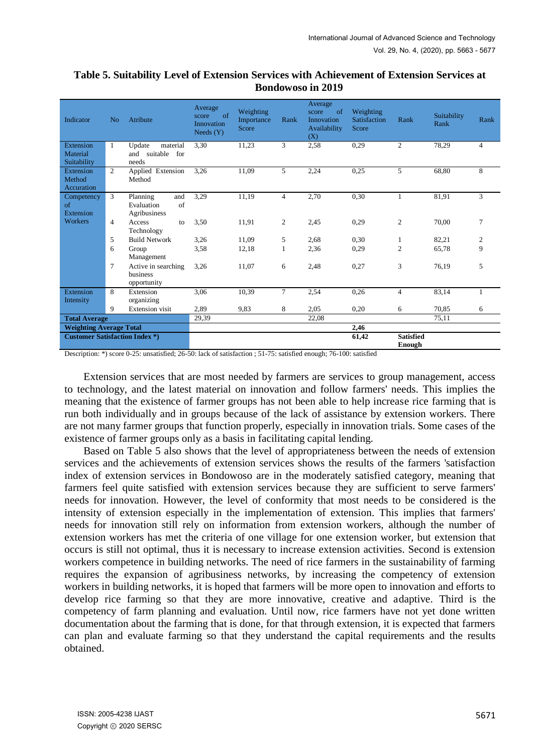**Table 5. Suitability Level of Extension Services with Achievement of Extension Services at Bondowoso in 2019**

| Indicator | No | Atribute | Average score of Innovation Needs (Y) | Weighting Importance Score | Rank | Average score of Innovation Availability (X) | Weighting Satisfaction Score | Rank | Suitability Rank | Rank |
|---|---|---|---|---|---|---|---|---|---|---|
| Extension Material Suitability | 1 | Update material and suitable for needs | 3,30 | 11,23 | 3 | 2,58 | 0,29 | 2 | 78,29 | 4 |
| Extension Method Accuration | 2 | Applied Extension Method | 3,26 | 11,09 | 5 | 2,24 | 0,25 | 5 | 68,80 | 8 |
| Competency of Extension Workers | 3 | Planning and Evaluation of Agribusiness | 3,29 | 11,19 | 4 | 2,70 | 0,30 | 1 | 81,91 | 3 |
| | 4 | Access to Technology | 3,50 | 11,91 | 2 | 2,45 | 0,29 | 2 | 70,00 | 7 |
| | 5 | Build Network | 3,26 | 11,09 | 5 | 2,68 | 0,30 | 1 | 82,21 | 2 |
| | 6 | Group Management | 3,58 | 12,18 | 1 | 2,36 | 0,29 | 2 | 65,78 | 9 |
| | 7 | Active in searching business opportunity | 3,26 | 11,07 | 6 | 2,48 | 0,27 | 3 | 76,19 | 5 |
| Extension Intensity | 8 | Extension organizing | 3,06 | 10,39 | 7 | 2,54 | 0,26 | 4 | 83,14 | 1 |
| | 9 | Extension visit | 2,89 | 9,83 | 8 | 2,05 | 0,20 | 6 | 70,85 | 6 |
| **Total Average** | | | 29,39 | | | 22,08 | | | 75,11 | |
| **Weighting Average Total** | | | | | | | **2,46** | | | |
| **Customer Satisfaction Index \*)** | | | | | | | **61,42** | **Satisfied Enough** | | |

Description: *) score 0-25: unsatisfied; 26-50: lack of satisfaction ; 51-75: satisfied enough; 76-100: satisfied

Extension services that are most needed by farmers are services to group management, access to technology, and the latest material on innovation and follow farmers' needs. This implies the meaning that the existence of farmer groups has not been able to help increase rice farming that is run both individually and in groups because of the lack of assistance by extension workers. There are not many farmer groups that function properly, especially in innovation trials. Some cases of the existence of farmer groups only as a basis in facilitating capital lending.

Based on Table 5 also shows that the level of appropriateness between the needs of extension services and the achievements of extension services shows the results of the farmers 'satisfaction index of extension services in Bondowoso are in the moderately satisfied category, meaning that farmers feel quite satisfied with extension services because they are sufficient to serve farmers' needs for innovation. However, the level of conformity that most needs to be considered is the intensity of extension especially in the implementation of extension. This implies that farmers' needs for innovation still rely on information from extension workers, although the number of extension workers has met the criteria of one village for one extension worker, but extension that occurs is still not optimal, thus it is necessary to increase extension activities. Second is extension workers competence in building networks. The need of rice farmers in the sustainability of farming requires the expansion of agribusiness networks, by increasing the competency of extension workers in building networks, it is hoped that farmers will be more open to innovation and efforts to develop rice farming so that they are more innovative, creative and adaptive. Third is the competency of farm planning and evaluation. Until now, rice farmers have not yet done written documentation about the farming that is done, for that through extension, it is expected that farmers can plan and evaluate farming so that they understand the capital requirements and the results obtained.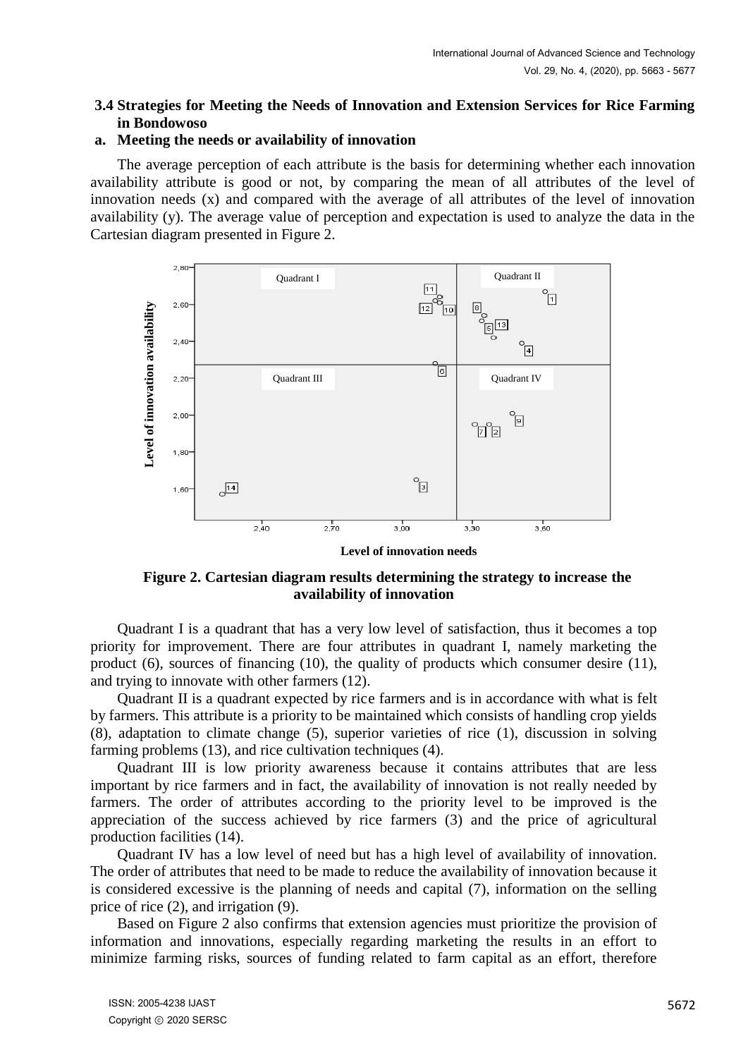### 3.4 Strategies for Meeting the Needs of Innovation and Extension Services for Rice Farming in Bondowoso

#### a. Meeting the needs or availability of innovation

The average perception of each attribute is the basis for determining whether each innovation availability attribute is good or not, by comparing the mean of all attributes of the level of innovation needs (x) and compared with the average of all attributes of the level of innovation availability (y). The average value of perception and expectation is used to analyze the data in the Cartesian diagram presented in Figure 2.

**Figure 2. Cartesian diagram results determining the strategy to increase the availability of innovation**

Quadrant I is a quadrant that has a very low level of satisfaction, thus it becomes a top priority for improvement. There are four attributes in quadrant I, namely marketing the product (6), sources of financing (10), the quality of products which consumer desire (11), and trying to innovate with other farmers (12).

Quadrant II is a quadrant expected by rice farmers and is in accordance with what is felt by farmers. This attribute is a priority to be maintained which consists of handling crop yields (8), adaptation to climate change (5), superior varieties of rice (1), discussion in solving farming problems (13), and rice cultivation techniques (4).

Quadrant III is low priority awareness because it contains attributes that are less important by rice farmers and in fact, the availability of innovation is not really needed by farmers. The order of attributes according to the priority level to be improved is the appreciation of the success achieved by rice farmers (3) and the price of agricultural production facilities (14).

Quadrant IV has a low level of need but has a high level of availability of innovation. The order of attributes that need to be made to reduce the availability of innovation because it is considered excessive is the planning of needs and capital (7), information on the selling price of rice (2), and irrigation (9).

Based on Figure 2 also confirms that extension agencies must prioritize the provision of information and innovations, especially regarding marketing the results in an effort to minimize farming risks, sources of funding related to farm capital as an effort, therefore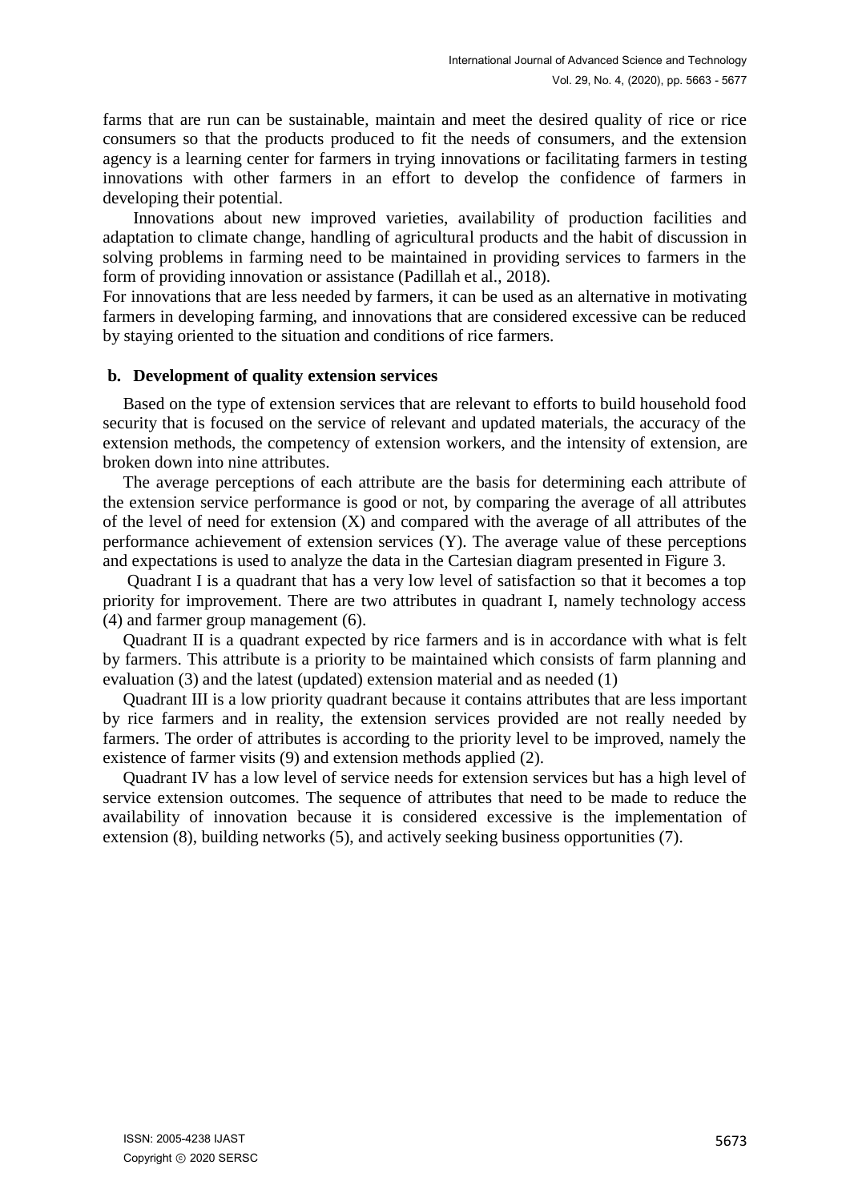farms that are run can be sustainable, maintain and meet the desired quality of rice or rice consumers so that the products produced to fit the needs of consumers, and the extension agency is a learning center for farmers in trying innovations or facilitating farmers in testing innovations with other farmers in an effort to develop the confidence of farmers in developing their potential.

Innovations about new improved varieties, availability of production facilities and adaptation to climate change, handling of agricultural products and the habit of discussion in solving problems in farming need to be maintained in providing services to farmers in the form of providing innovation or assistance (Padillah et al., 2018).

For innovations that are less needed by farmers, it can be used as an alternative in motivating farmers in developing farming, and innovations that are considered excessive can be reduced by staying oriented to the situation and conditions of rice farmers.

**b. Development of quality extension services**

Based on the type of extension services that are relevant to efforts to build household food security that is focused on the service of relevant and updated materials, the accuracy of the extension methods, the competency of extension workers, and the intensity of extension, are broken down into nine attributes.

The average perceptions of each attribute are the basis for determining each attribute of the extension service performance is good or not, by comparing the average of all attributes of the level of need for extension (X) and compared with the average of all attributes of the performance achievement of extension services (Y). The average value of these perceptions and expectations is used to analyze the data in the Cartesian diagram presented in Figure 3.

Quadrant I is a quadrant that has a very low level of satisfaction so that it becomes a top priority for improvement. There are two attributes in quadrant I, namely technology access (4) and farmer group management (6).

Quadrant II is a quadrant expected by rice farmers and is in accordance with what is felt by farmers. This attribute is a priority to be maintained which consists of farm planning and evaluation (3) and the latest (updated) extension material and as needed (1)

Quadrant III is a low priority quadrant because it contains attributes that are less important by rice farmers and in reality, the extension services provided are not really needed by farmers. The order of attributes is according to the priority level to be improved, namely the existence of farmer visits (9) and extension methods applied (2).

Quadrant IV has a low level of service needs for extension services but has a high level of service extension outcomes. The sequence of attributes that need to be made to reduce the availability of innovation because it is considered excessive is the implementation of extension (8), building networks (5), and actively seeking business opportunities (7).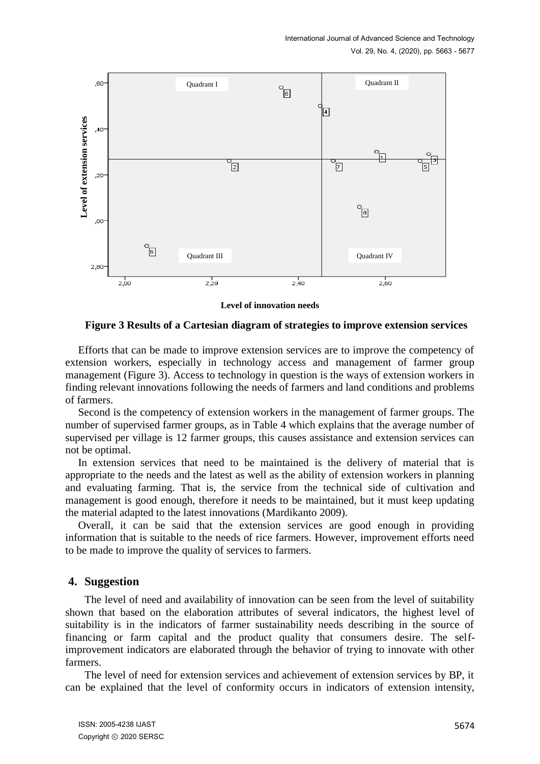Figure 3 Results of a Cartesian diagram of strategies to improve extension services

Efforts that can be made to improve extension services are to improve the competency of extension workers, especially in technology access and management of farmer group management (Figure 3). Access to technology in question is the ways of extension workers in finding relevant innovations following the needs of farmers and land conditions and problems of farmers.

Second is the competency of extension workers in the management of farmer groups. The number of supervised farmer groups, as in Table 4 which explains that the average number of supervised per village is 12 farmer groups, this causes assistance and extension services can not be optimal.

In extension services that need to be maintained is the delivery of material that is appropriate to the needs and the latest as well as the ability of extension workers in planning and evaluating farming. That is, the service from the technical side of cultivation and management is good enough, therefore it needs to be maintained, but it must keep updating the material adapted to the latest innovations (Mardikanto 2009).

Overall, it can be said that the extension services are good enough in providing information that is suitable to the needs of rice farmers. However, improvement efforts need to be made to improve the quality of services to farmers.

## 4. Suggestion

The level of need and availability of innovation can be seen from the level of suitability shown that based on the elaboration attributes of several indicators, the highest level of suitability is in the indicators of farmer sustainability needs describing in the source of financing or farm capital and the product quality that consumers desire. The self-improvement indicators are elaborated through the behavior of trying to innovate with other farmers.

The level of need for extension services and achievement of extension services by BP, it can be explained that the level of conformity occurs in indicators of extension intensity,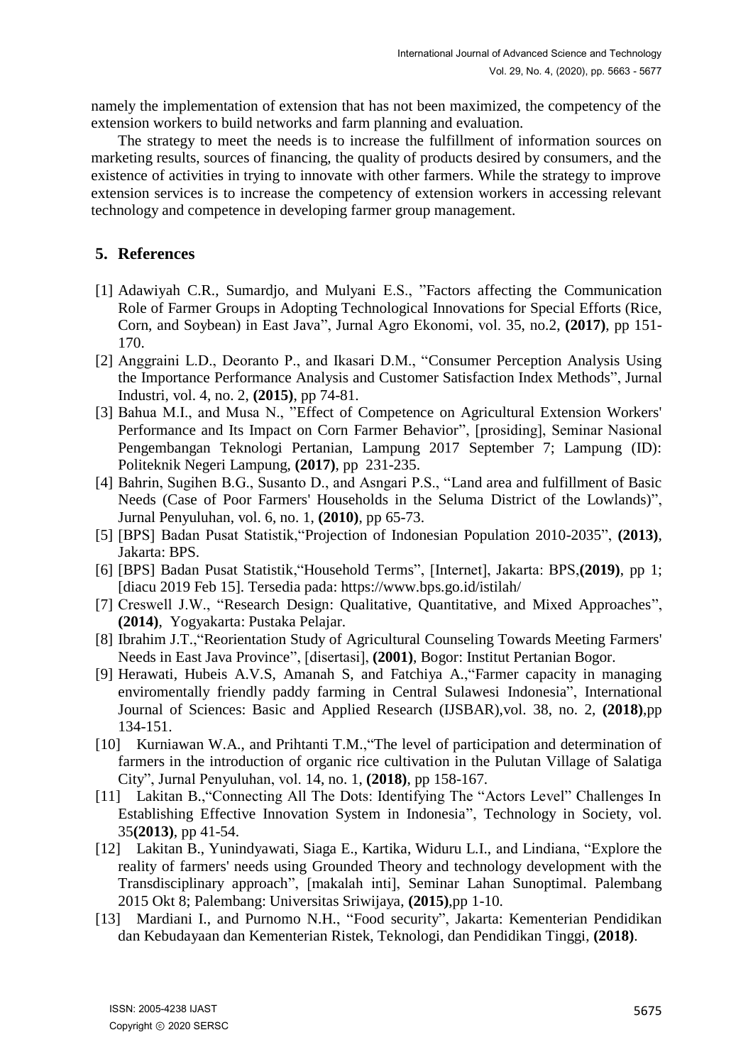namely the implementation of extension that has not been maximized, the competency of the extension workers to build networks and farm planning and evaluation.

The strategy to meet the needs is to increase the fulfillment of information sources on marketing results, sources of financing, the quality of products desired by consumers, and the existence of activities in trying to innovate with other farmers. While the strategy to improve extension services is to increase the competency of extension workers in accessing relevant technology and competence in developing farmer group management.

## 5. References

[1] Adawiyah C.R., Sumardjo, and Mulyani E.S., "Factors affecting the Communication Role of Farmer Groups in Adopting Technological Innovations for Special Efforts (Rice, Corn, and Soybean) in East Java", Jurnal Agro Ekonomi, vol. 35, no.2, **(2017)**, pp 151-170.

[2] Anggraini L.D., Deoranto P., and Ikasari D.M., "Consumer Perception Analysis Using the Importance Performance Analysis and Customer Satisfaction Index Methods", Jurnal Industri, vol. 4, no. 2, **(2015)**, pp 74-81.

[3] Bahua M.I., and Musa N., "Effect of Competence on Agricultural Extension Workers' Performance and Its Impact on Corn Farmer Behavior", [prosiding], Seminar Nasional Pengembangan Teknologi Pertanian, Lampung 2017 September 7; Lampung (ID): Politeknik Negeri Lampung, **(2017)**, pp 231-235.

[4] Bahrin, Sugihen B.G., Susanto D., and Asngari P.S., "Land area and fulfillment of Basic Needs (Case of Poor Farmers' Households in the Seluma District of the Lowlands)", Jurnal Penyuluhan, vol. 6, no. 1, **(2010)**, pp 65-73.

[5] [BPS] Badan Pusat Statistik,"Projection of Indonesian Population 2010-2035", **(2013)**, Jakarta: BPS.

[6] [BPS] Badan Pusat Statistik,"Household Terms", [Internet], Jakarta: BPS,**(2019)**, pp 1; [diacu 2019 Feb 15]. Tersedia pada: https://www.bps.go.id/istilah/

[7] Creswell J.W., "Research Design: Qualitative, Quantitative, and Mixed Approaches", **(2014)**, Yogyakarta: Pustaka Pelajar.

[8] Ibrahim J.T.,"Reorientation Study of Agricultural Counseling Towards Meeting Farmers' Needs in East Java Province", [disertasi], **(2001)**, Bogor: Institut Pertanian Bogor.

[9] Herawati, Hubeis A.V.S, Amanah S, and Fatchiya A.,"Farmer capacity in managing enviromentally friendly paddy farming in Central Sulawesi Indonesia", International Journal of Sciences: Basic and Applied Research (IJSBAR),vol. 38, no. 2, **(2018)**,pp 134-151.

[10] Kurniawan W.A., and Prihtanti T.M.,"The level of participation and determination of farmers in the introduction of organic rice cultivation in the Pulutan Village of Salatiga City", Jurnal Penyuluhan, vol. 14, no. 1, **(2018)**, pp 158-167.

[11] Lakitan B.,"Connecting All The Dots: Identifying The "Actors Level" Challenges In Establishing Effective Innovation System in Indonesia", Technology in Society, vol. 35**(2013)**, pp 41-54.

[12] Lakitan B., Yunindyawati, Siaga E., Kartika, Widuru L.I., and Lindiana, "Explore the reality of farmers' needs using Grounded Theory and technology development with the Transdisciplinary approach", [makalah inti], Seminar Lahan Sunoptimal. Palembang 2015 Okt 8; Palembang: Universitas Sriwijaya, **(2015)**,pp 1-10.

[13] Mardiani I., and Purnomo N.H., "Food security", Jakarta: Kementerian Pendidikan dan Kebudayaan dan Kementerian Ristek, Teknologi, dan Pendidikan Tinggi, **(2018)**.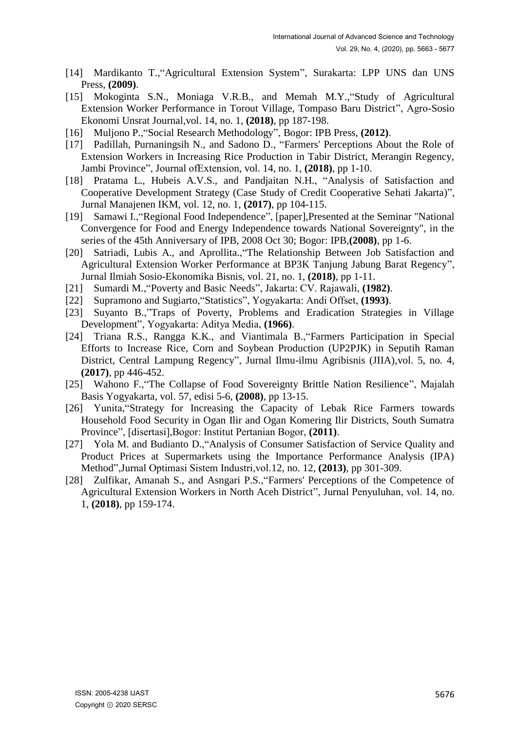[14] Mardikanto T.,"Agricultural Extension System", Surakarta: LPP UNS dan UNS Press, **(2009)**.

[15] Mokoginta S.N., Moniaga V.R.B., and Memah M.Y.,"Study of Agricultural Extension Worker Performance in Torout Village, Tompaso Baru District", Agro-Sosio Ekonomi Unsrat Journal,vol. 14, no. 1, **(2018)**, pp 187-198.

[16] Muljono P.,"Social Research Methodology", Bogor: IPB Press, **(2012)**.

[17] Padillah, Purnaningsih N., and Sadono D., "Farmers' Perceptions About the Role of Extension Workers in Increasing Rice Production in Tabir District, Merangin Regency, Jambi Province", Journal ofExtension, vol. 14, no. 1, **(2018)**, pp 1-10.

[18] Pratama L., Hubeis A.V.S., and Pandjaitan N.H., "Analysis of Satisfaction and Cooperative Development Strategy (Case Study of Credit Cooperative Sehati Jakarta)", Jurnal Manajenen IKM, vol. 12, no. 1, **(2017)**, pp 104-115.

[19] Samawi I.,"Regional Food Independence", [paper],Presented at the Seminar "National Convergence for Food and Energy Independence towards National Sovereignty", in the series of the 45th Anniversary of IPB, 2008 Oct 30; Bogor: IPB,**(2008)**, pp 1-6.

[20] Satriadi, Lubis A., and Aprollita.,"The Relationship Between Job Satisfaction and Agricultural Extension Worker Performance at BP3K Tanjung Jabung Barat Regency", Jurnal Ilmiah Sosio-Ekonomika Bisnis, vol. 21, no. 1, **(2018)**, pp 1-11.

[21] Sumardi M.,"Poverty and Basic Needs", Jakarta: CV. Rajawali, **(1982)**.

[22] Supramono and Sugiarto,"Statistics", Yogyakarta: Andi Offset, **(1993)**.

[23] Suyanto B.,"Traps of Poverty, Problems and Eradication Strategies in Village Development", Yogyakarta: Aditya Media, **(1966)**.

[24] Triana R.S., Rangga K.K., and Viantimala B.,"Farmers Participation in Special Efforts to Increase Rice, Corn and Soybean Production (UP2PJK) in Seputih Raman District, Central Lampung Regency", Jurnal Ilmu-ilmu Agribisnis (JIIA),vol. 5, no. 4, **(2017)**, pp 446-452.

[25] Wahono F.,"The Collapse of Food Sovereignty Brittle Nation Resilience", Majalah Basis Yogyakarta, vol. 57, edisi 5-6, **(2008)**, pp 13-15.

[26] Yunita,"Strategy for Increasing the Capacity of Lebak Rice Farmers towards Household Food Security in Ogan Ilir and Ogan Komering Ilir Districts, South Sumatra Province", [disertasi],Bogor: Institut Pertanian Bogor, **(2011)**.

[27] Yola M. and Budianto D.,"Analysis of Consumer Satisfaction of Service Quality and Product Prices at Supermarkets using the Importance Performance Analysis (IPA) Method",Jurnal Optimasi Sistem Industri,vol.12, no. 12, **(2013)**, pp 301-309.

[28] Zulfikar, Amanah S., and Asngari P.S.,"Farmers' Perceptions of the Competence of Agricultural Extension Workers in North Aceh District", Jurnal Penyuluhan, vol. 14, no. 1, **(2018)**, pp 159-174.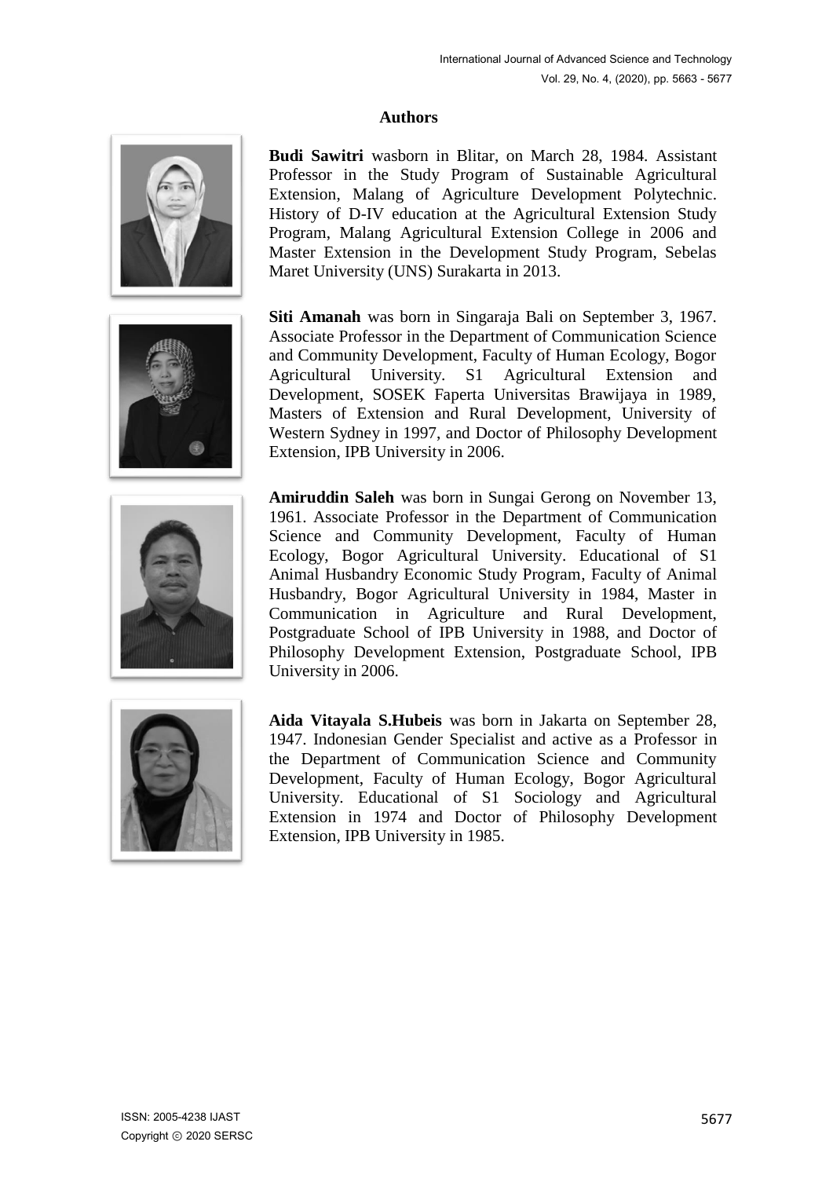**Authors**

**Budi Sawitri** wasborn in Blitar, on March 28, 1984. Assistant Professor in the Study Program of Sustainable Agricultural Extension, Malang of Agriculture Development Polytechnic. History of D-IV education at the Agricultural Extension Study Program, Malang Agricultural Extension College in 2006 and Master Extension in the Development Study Program, Sebelas Maret University (UNS) Surakarta in 2013.

**Siti Amanah** was born in Singaraja Bali on September 3, 1967. Associate Professor in the Department of Communication Science and Community Development, Faculty of Human Ecology, Bogor Agricultural University. S1 Agricultural Extension and Development, SOSEK Faperta Universitas Brawijaya in 1989, Masters of Extension and Rural Development, University of Western Sydney in 1997, and Doctor of Philosophy Development Extension, IPB University in 2006.

**Amiruddin Saleh** was born in Sungai Gerong on November 13, 1961. Associate Professor in the Department of Communication Science and Community Development, Faculty of Human Ecology, Bogor Agricultural University. Educational of S1 Animal Husbandry Economic Study Program, Faculty of Animal Husbandry, Bogor Agricultural University in 1984, Master in Communication in Agriculture and Rural Development, Postgraduate School of IPB University in 1988, and Doctor of Philosophy Development Extension, Postgraduate School, IPB University in 2006.

**Aida Vitayala S.Hubeis** was born in Jakarta on September 28, 1947. Indonesian Gender Specialist and active as a Professor in the Department of Communication Science and Community Development, Faculty of Human Ecology, Bogor Agricultural University. Educational of S1 Sociology and Agricultural Extension in 1974 and Doctor of Philosophy Development Extension, IPB University in 1985.